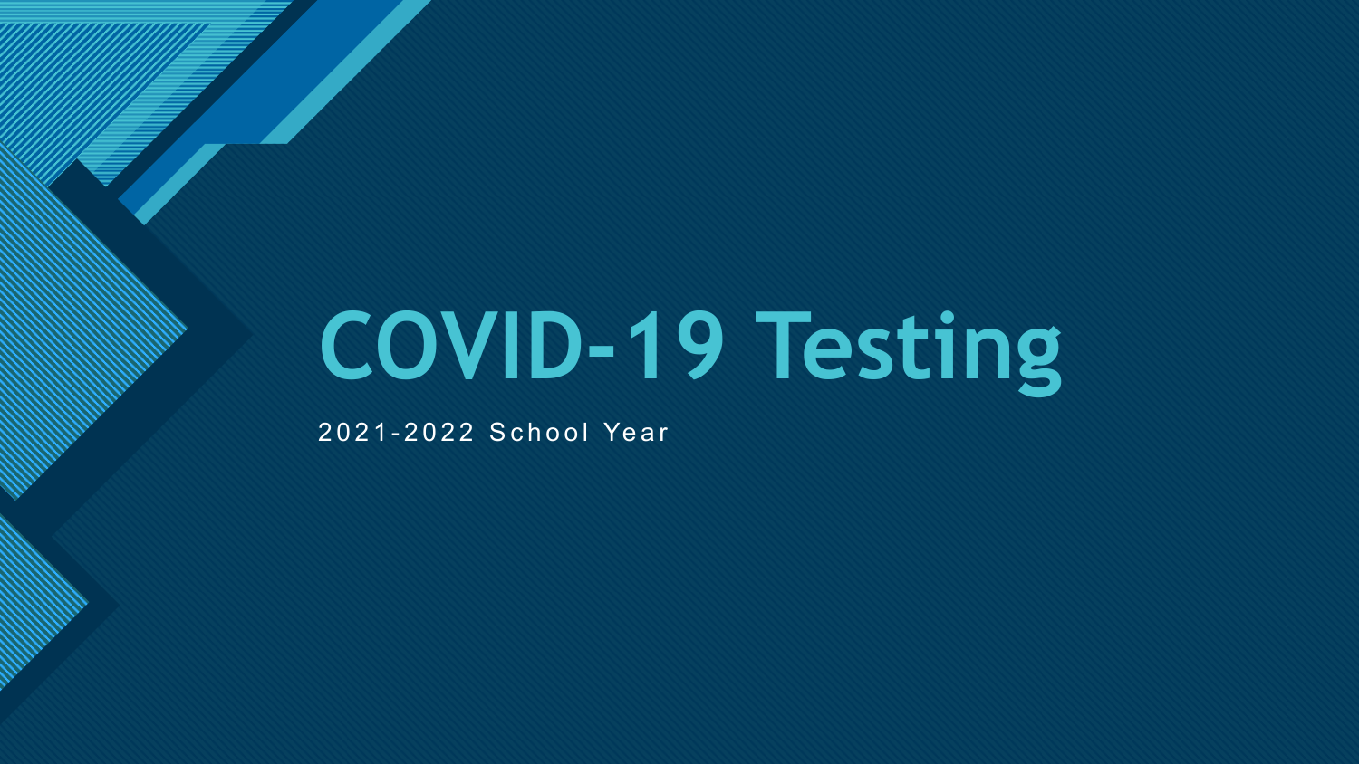# COVID-19 Testing

2021-2022 School Year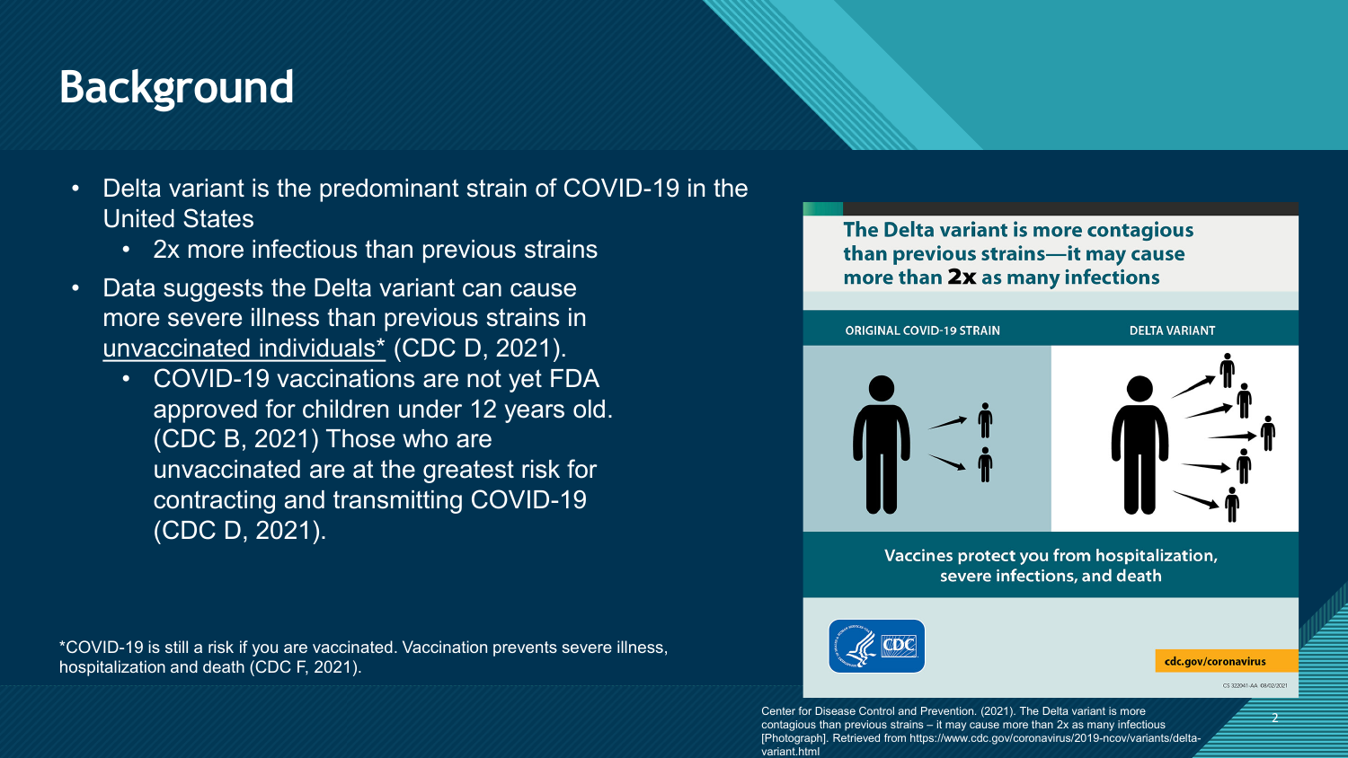# Background

- Delta variant is the predominant strain of COVID-19 in the United States
  - 2x more infectious than previous strains
- Data suggests the Delta variant can cause more severe illness than previous strains in unvaccinated individuals* (CDC D, 2021).
  - COVID-19 vaccinations are not yet FDA approved for children under 12 years old. (CDC B, 2021) Those who are unvaccinated are at the greatest risk for contracting and transmitting COVID-19 (CDC D, 2021).

*COVID-19 is still a risk if you are vaccinated. Vaccination prevents severe illness, hospitalization and death (CDC F, 2021).

**The Delta variant is more contagious than previous strains—it may cause more than 2x as many infections**

| ORIGINAL COVID-19 STRAIN | DELTA VARIANT |
| --- | --- |

Vaccines protect you from hospitalization, severe infections, and death

cdc.gov/coronavirus

CS 322041-AA 08/02/2021

Center for Disease Control and Prevention. (2021). The Delta variant is more contagious than previous strains – it may cause more than 2x as many infectious [Photograph]. Retrieved from https://www.cdc.gov/coronavirus/2019-ncov/variants/delta-variant.html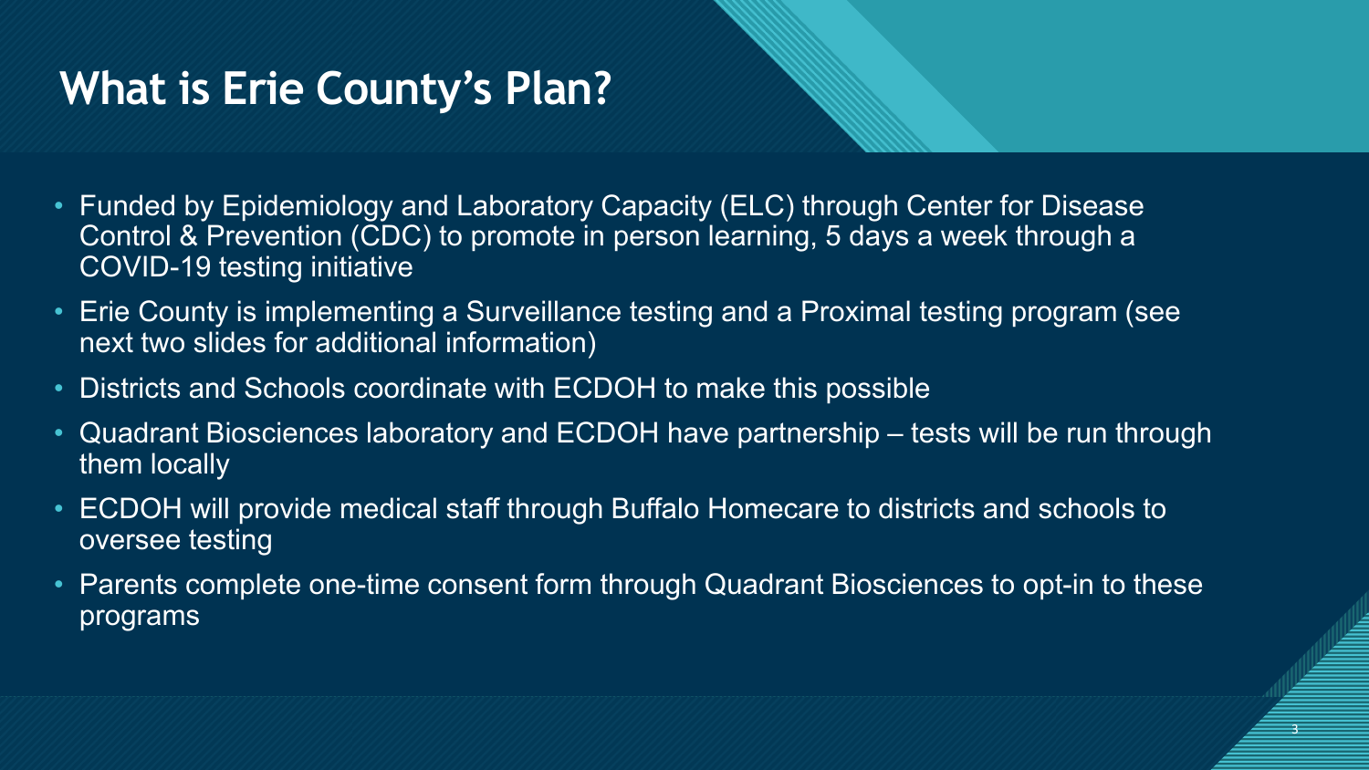# What is Erie County's Plan?

- Funded by Epidemiology and Laboratory Capacity (ELC) through Center for Disease Control & Prevention (CDC) to promote in person learning, 5 days a week through a COVID-19 testing initiative
- Erie County is implementing a Surveillance testing and a Proximal testing program (see next two slides for additional information)
- Districts and Schools coordinate with ECDOH to make this possible
- Quadrant Biosciences laboratory and ECDOH have partnership – tests will be run through them locally
- ECDOH will provide medical staff through Buffalo Homecare to districts and schools to oversee testing
- Parents complete one-time consent form through Quadrant Biosciences to opt-in to these programs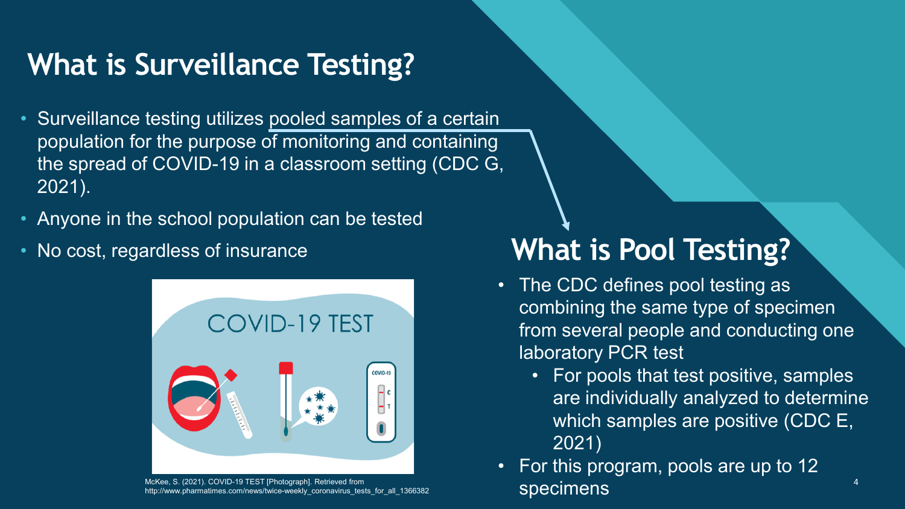# What is Surveillance Testing?

- Surveillance testing utilizes pooled samples of a certain population for the purpose of monitoring and containing the spread of COVID-19 in a classroom setting (CDC G, 2021).
- Anyone in the school population can be tested
- No cost, regardless of insurance

McKee, S. (2021). COVID-19 TEST [Photograph]. Retrieved from http://www.pharmatimes.com/news/twice-weekly_coronavirus_tests_for_all_1366382

# What is Pool Testing?

- The CDC defines pool testing as combining the same type of specimen from several people and conducting one laboratory PCR test
  - For pools that test positive, samples are individually analyzed to determine which samples are positive (CDC E, 2021)
- For this program, pools are up to 12 specimens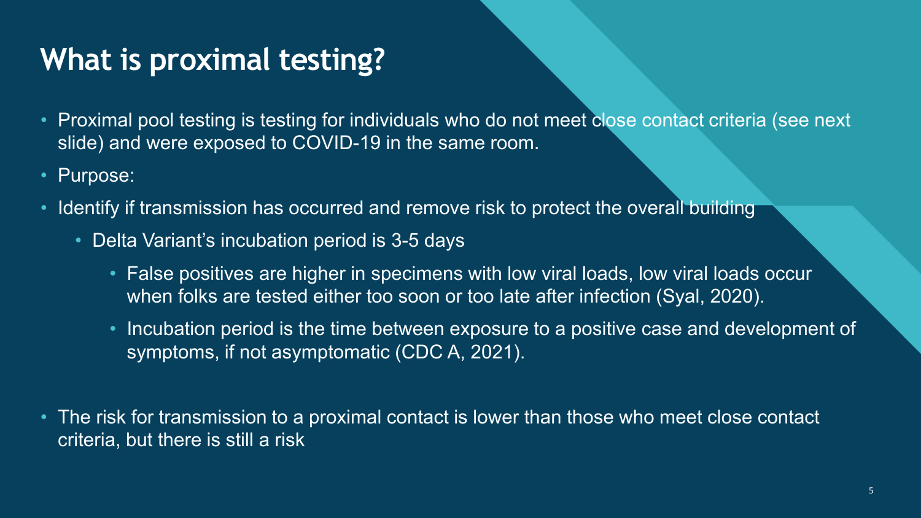# What is proximal testing?

- Proximal pool testing is testing for individuals who do not meet close contact criteria (see next slide) and were exposed to COVID-19 in the same room.
- Purpose:
- Identify if transmission has occurred and remove risk to protect the overall building
  - Delta Variant's incubation period is 3-5 days
    - False positives are higher in specimens with low viral loads, low viral loads occur when folks are tested either too soon or too late after infection (Syal, 2020).
    - Incubation period is the time between exposure to a positive case and development of symptoms, if not asymptomatic (CDC A, 2021).

- The risk for transmission to a proximal contact is lower than those who meet close contact criteria, but there is still a risk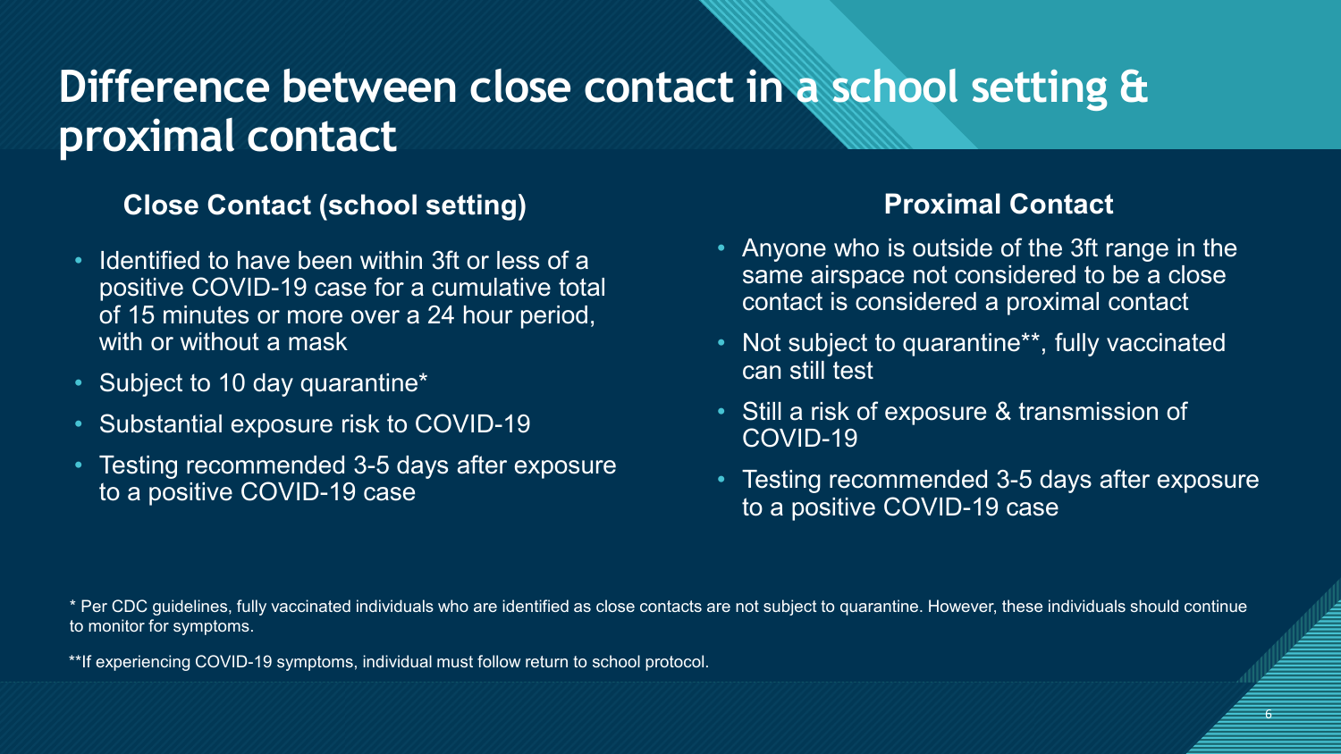# Difference between close contact in a school setting & proximal contact

## Close Contact (school setting)

- Identified to have been within 3ft or less of a positive COVID-19 case for a cumulative total of 15 minutes or more over a 24 hour period, with or without a mask
- Subject to 10 day quarantine*
- Substantial exposure risk to COVID-19
- Testing recommended 3-5 days after exposure to a positive COVID-19 case

## Proximal Contact

- Anyone who is outside of the 3ft range in the same airspace not considered to be a close contact is considered a proximal contact
- Not subject to quarantine**, fully vaccinated can still test
- Still a risk of exposure & transmission of COVID-19
- Testing recommended 3-5 days after exposure to a positive COVID-19 case

* Per CDC guidelines, fully vaccinated individuals who are identified as close contacts are not subject to quarantine. However, these individuals should continue to monitor for symptoms.

**If experiencing COVID-19 symptoms, individual must follow return to school protocol.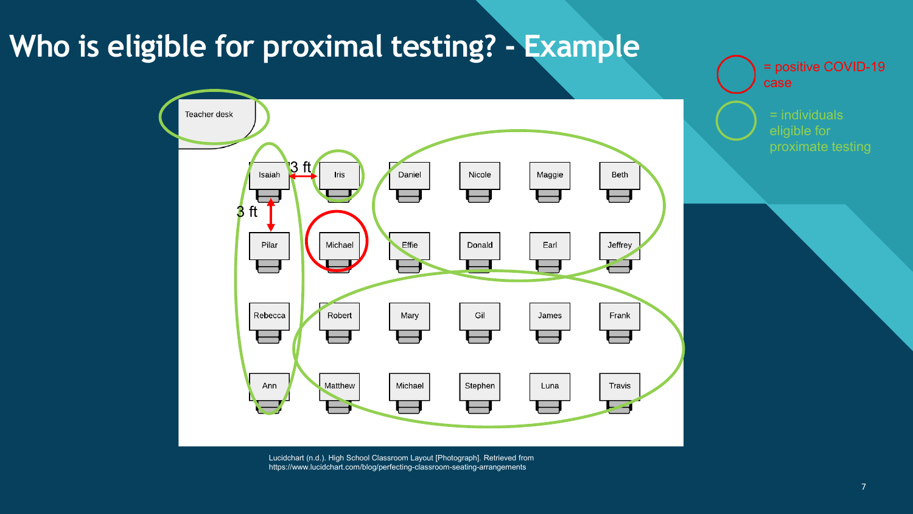# Who is eligible for proximal testing? - Example

= positive COVID-19 case

= individuals eligible for proximate testing

| | | | | | |
|---|---|---|---|---|---|
| Isaiah | Iris | Daniel | Nicole | Maggie | Beth |
| Pilar | Michael | Effie | Donald | Earl | Jeffrey |
| Rebecca | Robert | Mary | Gil | James | Frank |
| Ann | Matthew | Michael | Stephen | Luna | Travis |

Teacher desk

3 ft

3 ft

Lucidchart (n.d.). High School Classroom Layout [Photograph]. Retrieved from https://www.lucidchart.com/blog/perfecting-classroom-seating-arrangements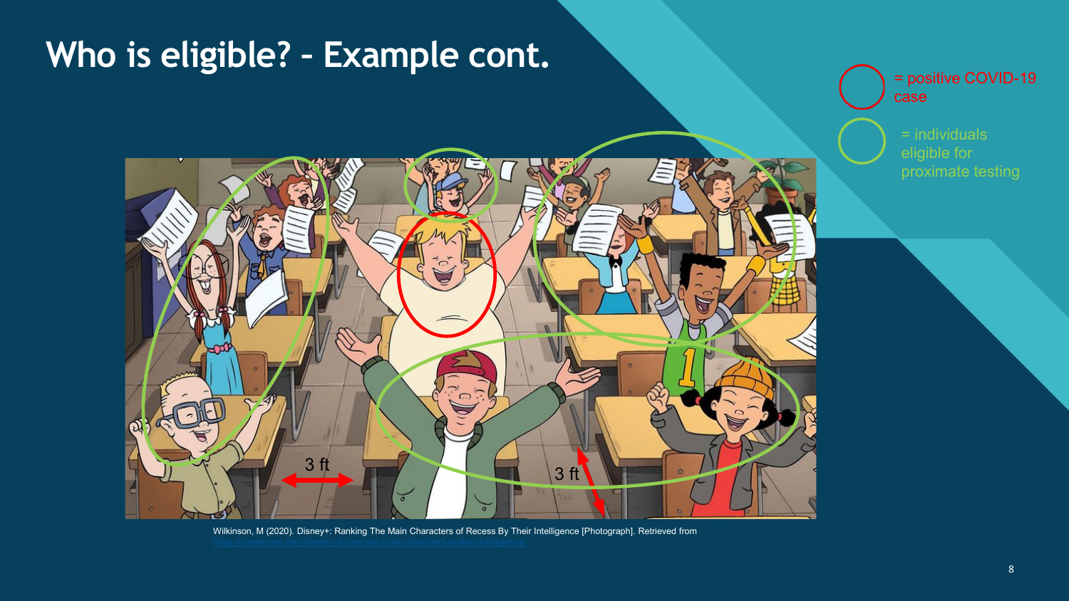# Who is eligible? – Example cont.

= positive COVID-19 case

= individuals eligible for proximate testing

3 ft

3 ft

Wilkinson, M (2020). Disney+: Ranking The Main Characters of Recess By Their Intelligence [Photograph]. Retrieved from https://screenrant.com/disney-plus-recess-main-characters-ranked-intelligence/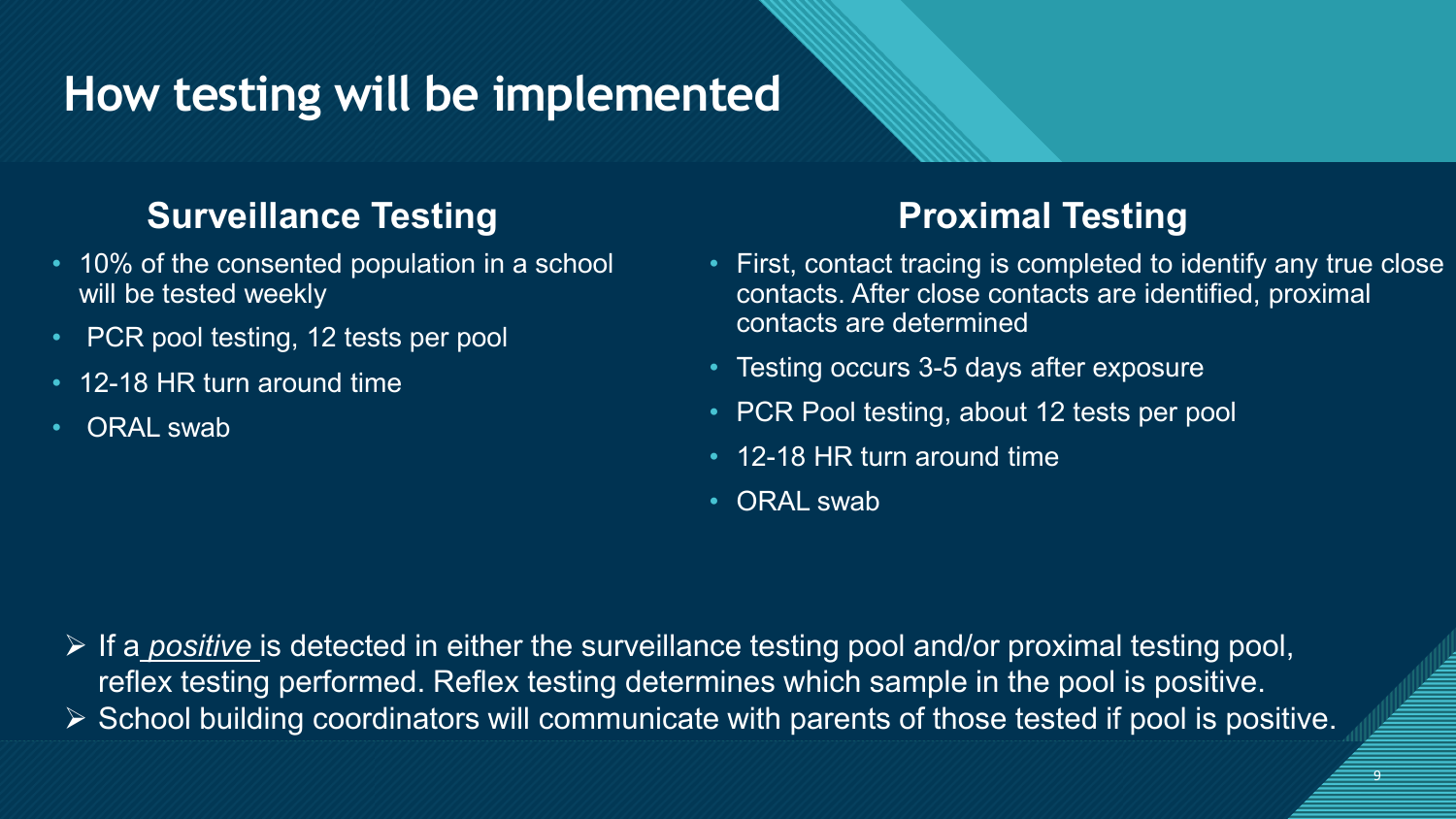# How testing will be implemented

## Surveillance Testing

- 10% of the consented population in a school will be tested weekly
- PCR pool testing, 12 tests per pool
- 12-18 HR turn around time
- ORAL swab

## Proximal Testing

- First, contact tracing is completed to identify any true close contacts. After close contacts are identified, proximal contacts are determined
- Testing occurs 3-5 days after exposure
- PCR Pool testing, about 12 tests per pool
- 12-18 HR turn around time
- ORAL swab

- If a *positive* is detected in either the surveillance testing pool and/or proximal testing pool, reflex testing performed. Reflex testing determines which sample in the pool is positive.
- School building coordinators will communicate with parents of those tested if pool is positive.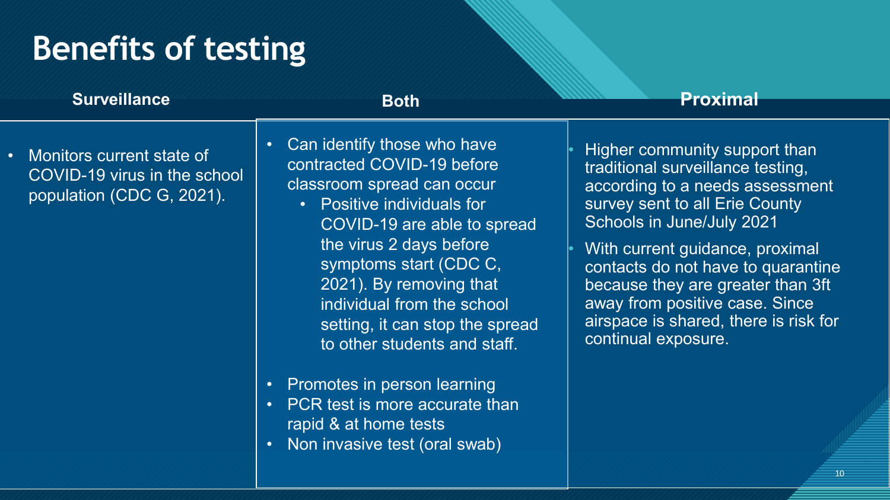# Benefits of testing

### Surveillance

- Monitors current state of COVID-19 virus in the school population (CDC G, 2021).

### Both

- Can identify those who have contracted COVID-19 before classroom spread can occur
  - Positive individuals for COVID-19 are able to spread the virus 2 days before symptoms start (CDC C, 2021). By removing that individual from the school setting, it can stop the spread to other students and staff.
- Promotes in person learning
- PCR test is more accurate than rapid & at home tests
- Non invasive test (oral swab)

### Proximal

- Higher community support than traditional surveillance testing, according to a needs assessment survey sent to all Erie County Schools in June/July 2021
- With current guidance, proximal contacts do not have to quarantine because they are greater than 3ft away from positive case. Since airspace is shared, there is risk for continual exposure.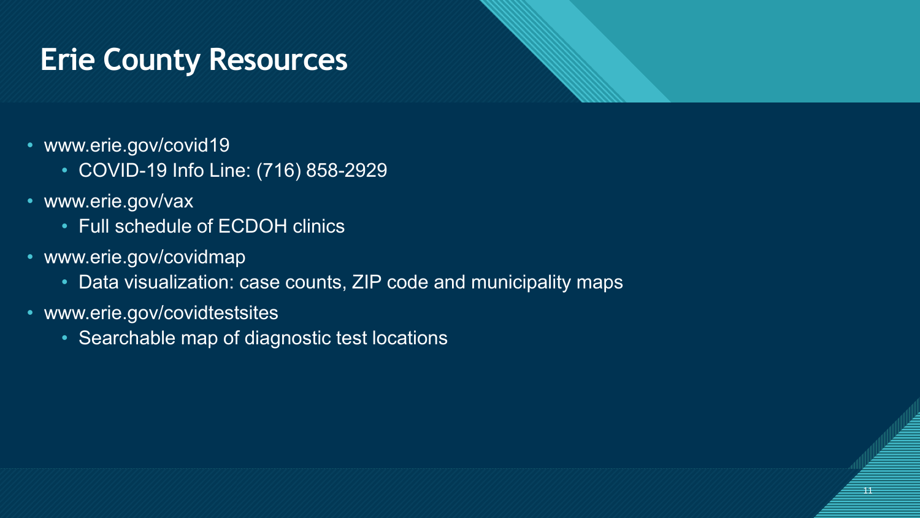# Erie County Resources

- www.erie.gov/covid19
  - COVID-19 Info Line: (716) 858-2929
- www.erie.gov/vax
  - Full schedule of ECDOH clinics
- www.erie.gov/covidmap
  - Data visualization: case counts, ZIP code and municipality maps
- www.erie.gov/covidtestsites
  - Searchable map of diagnostic test locations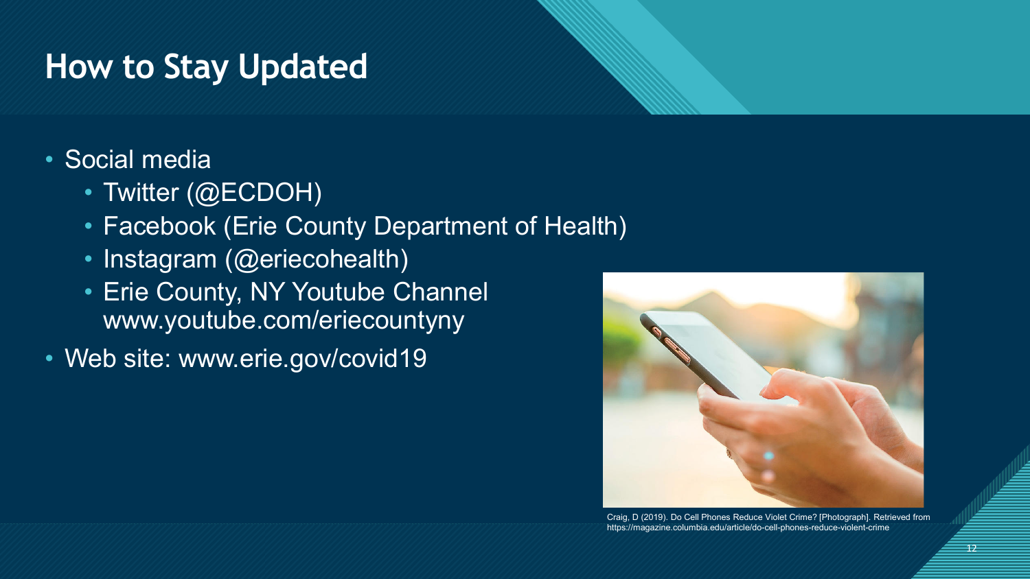# How to Stay Updated

- Social media
  - Twitter (@ECDOH)
  - Facebook (Erie County Department of Health)
  - Instagram (@eriecohealth)
  - Erie County, NY Youtube Channel www.youtube.com/eriecountyny
- Web site: www.erie.gov/covid19

Craig, D (2019). Do Cell Phones Reduce Violet Crime? [Photograph]. Retrieved from https://magazine.columbia.edu/article/do-cell-phones-reduce-violent-crime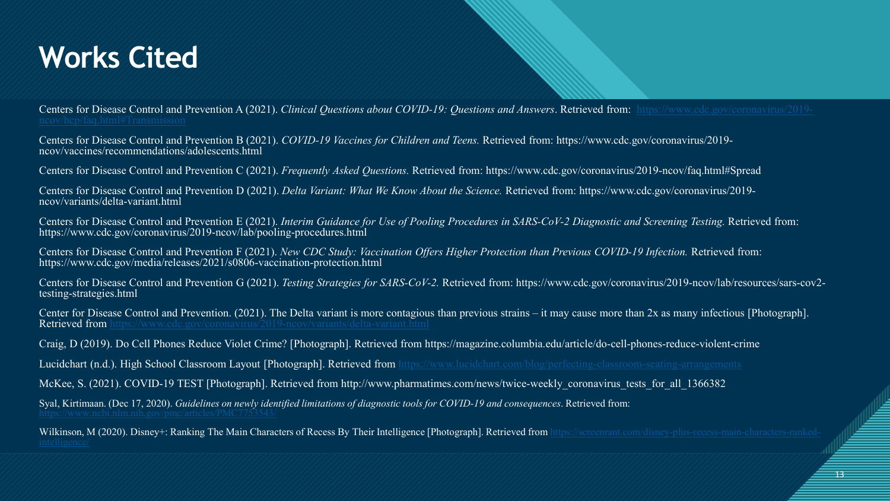# Works Cited

Centers for Disease Control and Prevention A (2021). *Clinical Questions about COVID-19: Questions and Answers*. Retrieved from: https://www.cdc.gov/coronavirus/2019-ncov/hcp/faq.html#Transmission

Centers for Disease Control and Prevention B (2021). *COVID-19 Vaccines for Children and Teens.* Retrieved from: https://www.cdc.gov/coronavirus/2019-ncov/vaccines/recommendations/adolescents.html

Centers for Disease Control and Prevention C (2021). *Frequently Asked Questions.* Retrieved from: https://www.cdc.gov/coronavirus/2019-ncov/faq.html#Spread

Centers for Disease Control and Prevention D (2021). *Delta Variant: What We Know About the Science.* Retrieved from: https://www.cdc.gov/coronavirus/2019-ncov/variants/delta-variant.html

Centers for Disease Control and Prevention E (2021). *Interim Guidance for Use of Pooling Procedures in SARS-CoV-2 Diagnostic and Screening Testing.* Retrieved from: https://www.cdc.gov/coronavirus/2019-ncov/lab/pooling-procedures.html

Centers for Disease Control and Prevention F (2021). *New CDC Study: Vaccination Offers Higher Protection than Previous COVID-19 Infection.* Retrieved from: https://www.cdc.gov/media/releases/2021/s0806-vaccination-protection.html

Centers for Disease Control and Prevention G (2021). *Testing Strategies for SARS-CoV-2.* Retrieved from: https://www.cdc.gov/coronavirus/2019-ncov/lab/resources/sars-cov2-testing-strategies.html

Center for Disease Control and Prevention. (2021). The Delta variant is more contagious than previous strains – it may cause more than 2x as many infectious [Photograph]. Retrieved from https://www.cdc.gov/coronavirus/2019-ncov/variants/delta-variant.html

Craig, D (2019). Do Cell Phones Reduce Violet Crime? [Photograph]. Retrieved from https://magazine.columbia.edu/article/do-cell-phones-reduce-violent-crime

Lucidchart (n.d.). High School Classroom Layout [Photograph]. Retrieved from https://www.lucidchart.com/blog/perfecting-classroom-seating-arrangements

McKee, S. (2021). COVID-19 TEST [Photograph]. Retrieved from http://www.pharmatimes.com/news/twice-weekly_coronavirus_tests_for_all_1366382

Syal, Kirtimaan. (Dec 17, 2020). *Guidelines on newly identified limitations of diagnostic tools for COVID-19 and consequences*. Retrieved from: https://www.ncbi.nlm.nih.gov/pmc/articles/PMC7753543/

Wilkinson, M (2020). Disney+: Ranking The Main Characters of Recess By Their Intelligence [Photograph]. Retrieved from https://screenrant.com/disney-plus-recess-main-characters-ranked-intelligence/